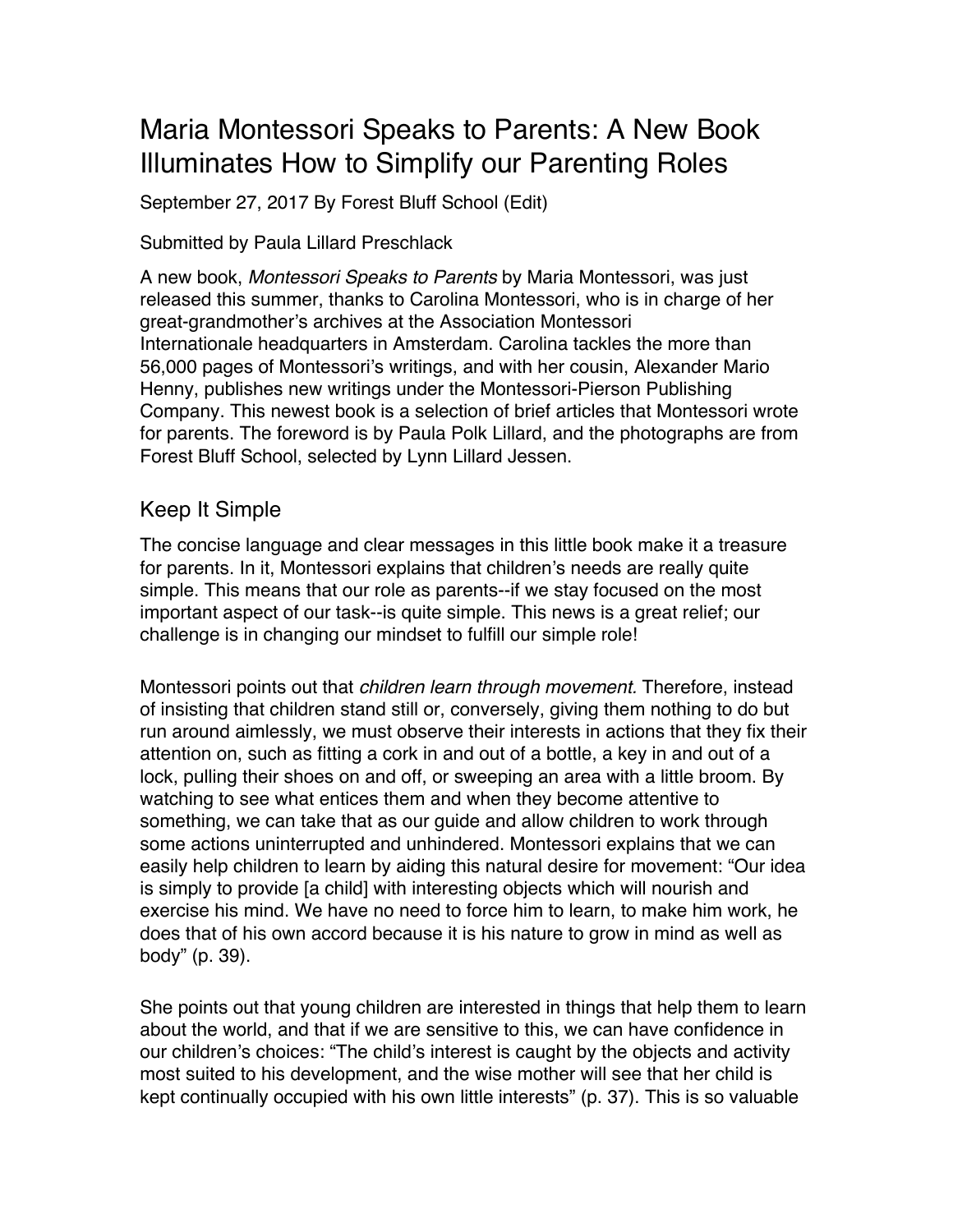# Maria Montessori Speaks to Parents: A New Book Illuminates How to Simplify our Parenting Roles

September 27, 2017 By Forest Bluff School (Edit)

Submitted by Paula Lillard Preschlack

A new book, *Montessori Speaks to Parents* by Maria Montessori, was just released this summer, thanks to Carolina Montessori, who is in charge of her great-grandmother's archives at the Association Montessori Internationale headquarters in Amsterdam. Carolina tackles the more than 56,000 pages of Montessori's writings, and with her cousin, Alexander Mario Henny, publishes new writings under the Montessori-Pierson Publishing Company. This newest book is a selection of brief articles that Montessori wrote for parents. The foreword is by Paula Polk Lillard, and the photographs are from Forest Bluff School, selected by Lynn Lillard Jessen.

## Keep It Simple

The concise language and clear messages in this little book make it a treasure for parents. In it, Montessori explains that children's needs are really quite simple. This means that our role as parents--if we stay focused on the most important aspect of our task--is quite simple. This news is a great relief; our challenge is in changing our mindset to fulfill our simple role!

Montessori points out that *children learn through movement.* Therefore, instead of insisting that children stand still or, conversely, giving them nothing to do but run around aimlessly, we must observe their interests in actions that they fix their attention on, such as fitting a cork in and out of a bottle, a key in and out of a lock, pulling their shoes on and off, or sweeping an area with a little broom. By watching to see what entices them and when they become attentive to something, we can take that as our guide and allow children to work through some actions uninterrupted and unhindered. Montessori explains that we can easily help children to learn by aiding this natural desire for movement: "Our idea is simply to provide [a child] with interesting objects which will nourish and exercise his mind. We have no need to force him to learn, to make him work, he does that of his own accord because it is his nature to grow in mind as well as body" (p. 39).

She points out that young children are interested in things that help them to learn about the world, and that if we are sensitive to this, we can have confidence in our children's choices: "The child's interest is caught by the objects and activity most suited to his development, and the wise mother will see that her child is kept continually occupied with his own little interests" (p. 37). This is so valuable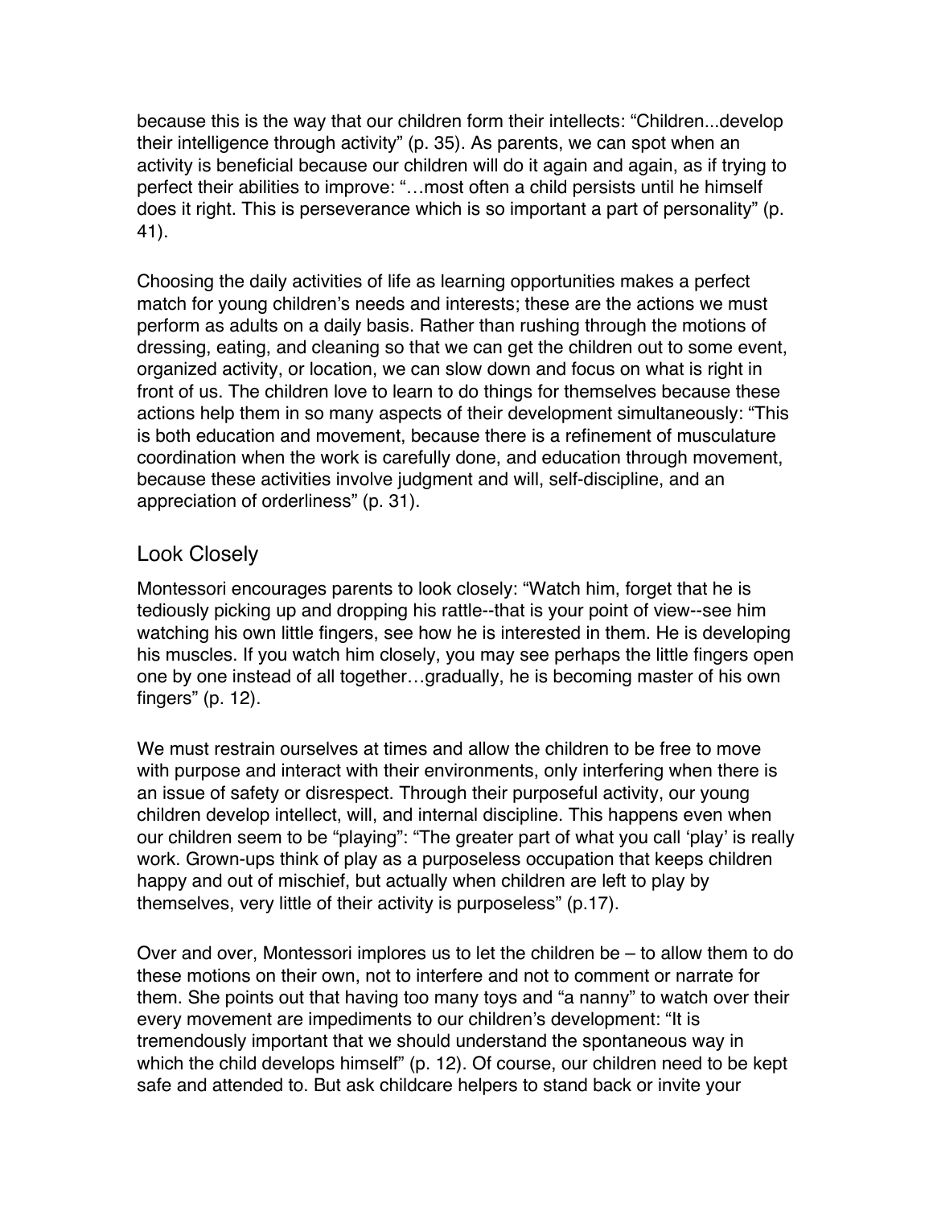because this is the way that our children form their intellects: "Children...develop their intelligence through activity" (p. 35). As parents, we can spot when an activity is beneficial because our children will do it again and again, as if trying to perfect their abilities to improve: "…most often a child persists until he himself does it right. This is perseverance which is so important a part of personality" (p. 41).

Choosing the daily activities of life as learning opportunities makes a perfect match for young children's needs and interests; these are the actions we must perform as adults on a daily basis. Rather than rushing through the motions of dressing, eating, and cleaning so that we can get the children out to some event, organized activity, or location, we can slow down and focus on what is right in front of us. The children love to learn to do things for themselves because these actions help them in so many aspects of their development simultaneously: "This is both education and movement, because there is a refinement of musculature coordination when the work is carefully done, and education through movement, because these activities involve judgment and will, self-discipline, and an appreciation of orderliness" (p. 31).

## Look Closely

Montessori encourages parents to look closely: "Watch him, forget that he is tediously picking up and dropping his rattle--that is your point of view--see him watching his own little fingers, see how he is interested in them. He is developing his muscles. If you watch him closely, you may see perhaps the little fingers open one by one instead of all together…gradually, he is becoming master of his own fingers" (p. 12).

We must restrain ourselves at times and allow the children to be free to move with purpose and interact with their environments, only interfering when there is an issue of safety or disrespect. Through their purposeful activity, our young children develop intellect, will, and internal discipline. This happens even when our children seem to be "playing": "The greater part of what you call 'play' is really work. Grown-ups think of play as a purposeless occupation that keeps children happy and out of mischief, but actually when children are left to play by themselves, very little of their activity is purposeless" (p.17).

Over and over, Montessori implores us to let the children be – to allow them to do these motions on their own, not to interfere and not to comment or narrate for them. She points out that having too many toys and "a nanny" to watch over their every movement are impediments to our children's development: "It is tremendously important that we should understand the spontaneous way in which the child develops himself" (p. 12). Of course, our children need to be kept safe and attended to. But ask childcare helpers to stand back or invite your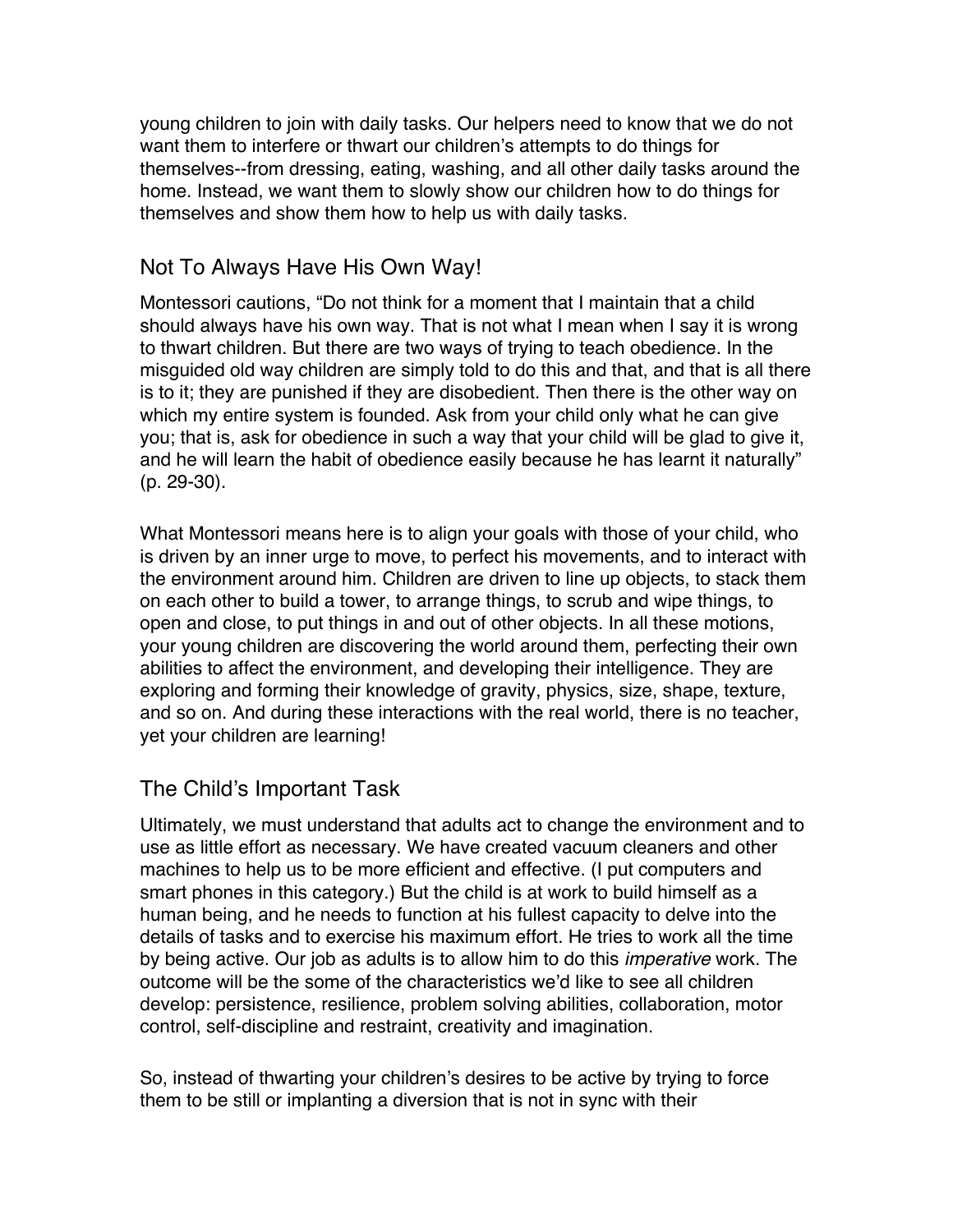young children to join with daily tasks. Our helpers need to know that we do not want them to interfere or thwart our children's attempts to do things for themselves--from dressing, eating, washing, and all other daily tasks around the home. Instead, we want them to slowly show our children how to do things for themselves and show them how to help us with daily tasks.

## Not To Always Have His Own Way!

Montessori cautions, "Do not think for a moment that I maintain that a child should always have his own way. That is not what I mean when I say it is wrong to thwart children. But there are two ways of trying to teach obedience. In the misguided old way children are simply told to do this and that, and that is all there is to it; they are punished if they are disobedient. Then there is the other way on which my entire system is founded. Ask from your child only what he can give you; that is, ask for obedience in such a way that your child will be glad to give it, and he will learn the habit of obedience easily because he has learnt it naturally" (p. 29-30).

What Montessori means here is to align your goals with those of your child, who is driven by an inner urge to move, to perfect his movements, and to interact with the environment around him. Children are driven to line up objects, to stack them on each other to build a tower, to arrange things, to scrub and wipe things, to open and close, to put things in and out of other objects. In all these motions, your young children are discovering the world around them, perfecting their own abilities to affect the environment, and developing their intelligence. They are exploring and forming their knowledge of gravity, physics, size, shape, texture, and so on. And during these interactions with the real world, there is no teacher, yet your children are learning!

## The Child's Important Task

Ultimately, we must understand that adults act to change the environment and to use as little effort as necessary. We have created vacuum cleaners and other machines to help us to be more efficient and effective. (I put computers and smart phones in this category.) But the child is at work to build himself as a human being, and he needs to function at his fullest capacity to delve into the details of tasks and to exercise his maximum effort. He tries to work all the time by being active. Our job as adults is to allow him to do this *imperative* work. The outcome will be the some of the characteristics we'd like to see all children develop: persistence, resilience, problem solving abilities, collaboration, motor control, self-discipline and restraint, creativity and imagination.

So, instead of thwarting your children's desires to be active by trying to force them to be still or implanting a diversion that is not in sync with their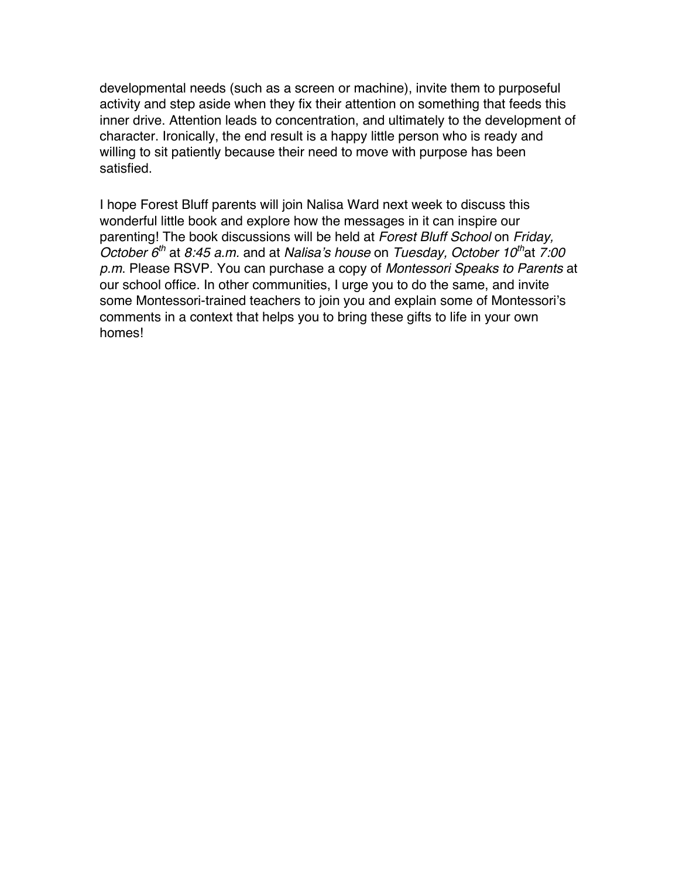developmental needs (such as a screen or machine), invite them to purposeful activity and step aside when they fix their attention on something that feeds this inner drive. Attention leads to concentration, and ultimately to the development of character. Ironically, the end result is a happy little person who is ready and willing to sit patiently because their need to move with purpose has been satisfied.

I hope Forest Bluff parents will join Nalisa Ward next week to discuss this wonderful little book and explore how the messages in it can inspire our parenting! The book discussions will be held at *Forest Bluff School* on *Friday, October 6th* at *8:45 a.m.* and at *Nalisa's house* on *Tuesday, October 10th* at *7:00 p.m*. Please RSVP. You can purchase a copy of *Montessori Speaks to Parents* at our school office. In other communities, I urge you to do the same, and invite some Montessori-trained teachers to join you and explain some of Montessori's comments in a context that helps you to bring these gifts to life in your own homes!